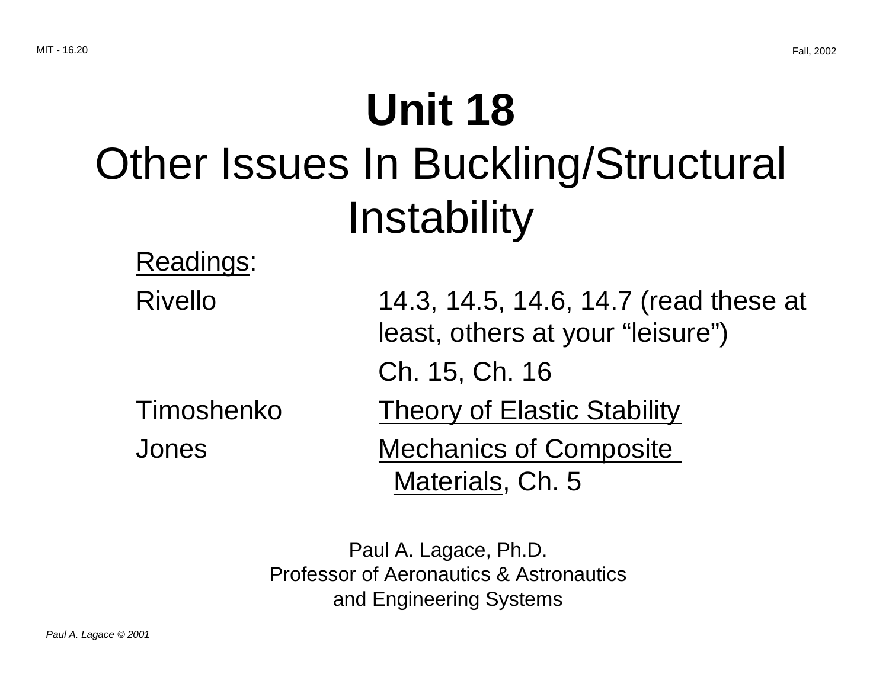# Unit 18

# Other Issues In Buckling/Structural Instability

Readings:

Rivello 14.3, 14.5, 14.6, 14.7 (read these at least, others at your "leisure")

Ch. 15, Ch. 16

Timoshenko Theory of Elastic Stability

Jones Mechanics of Composite Materials, Ch. 5

Paul A. Lagace, Ph.D.
Professor of Aeronautics & Astronautics
and Engineering Systems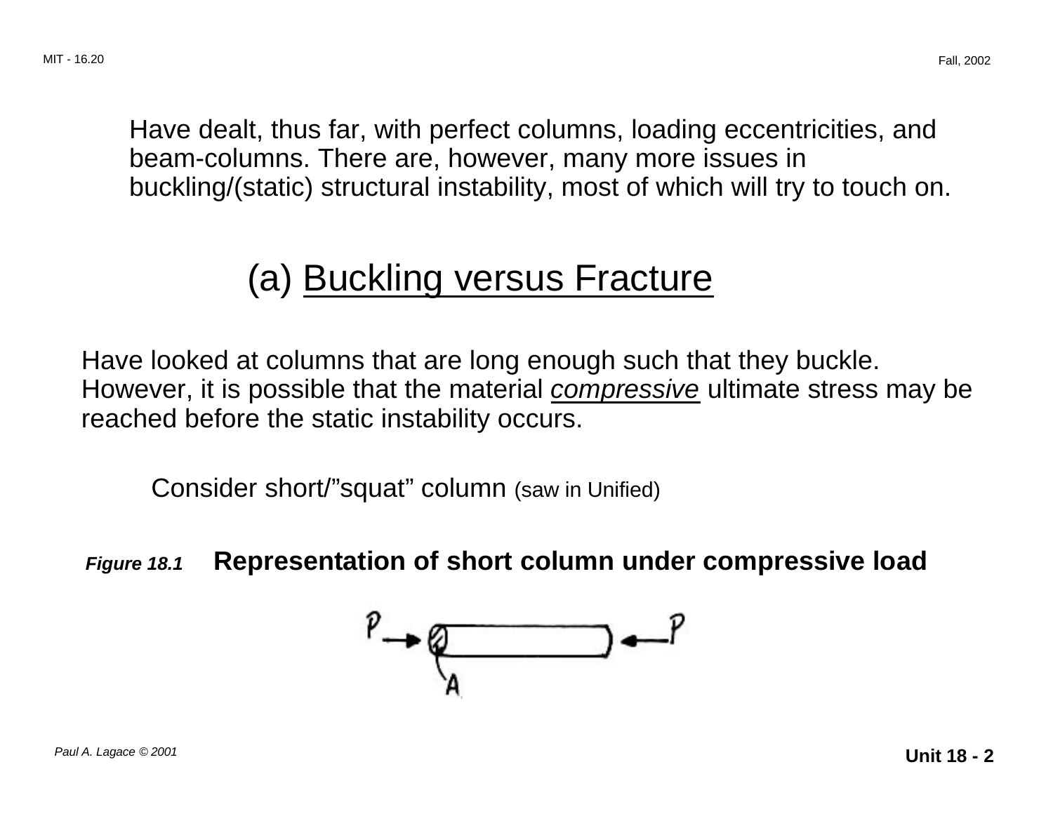Have dealt, thus far, with perfect columns, loading eccentricities, and beam-columns. There are, however, many more issues in buckling/(static) structural instability, most of which will try to touch on.

## (a) Buckling versus Fracture

Have looked at columns that are long enough such that they buckle. However, it is possible that the material *compressive* ultimate stress may be reached before the static instability occurs.

Consider short/"squat" column (saw in Unified)

***Figure 18.1*** **Representation of short column under compressive load**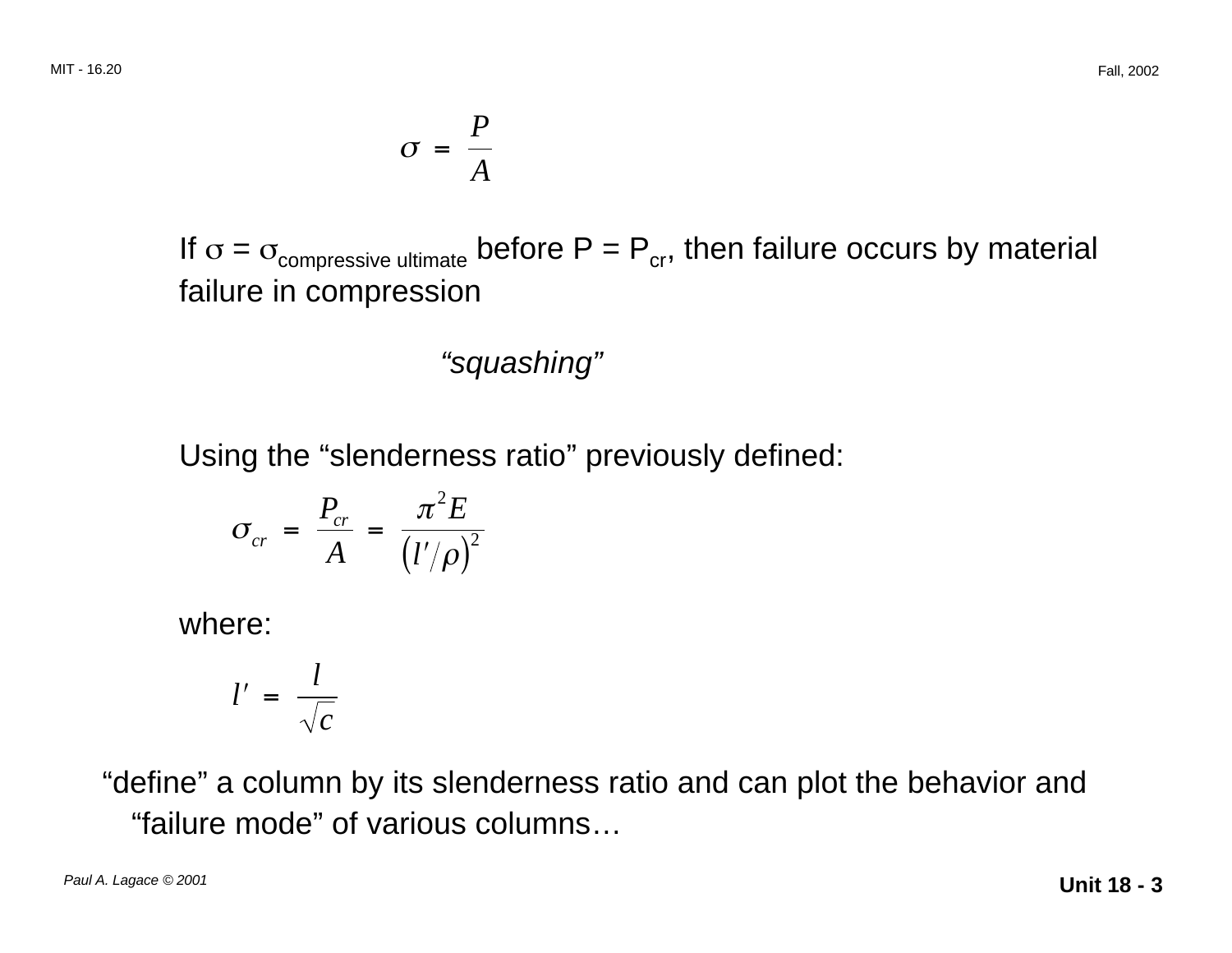$$\sigma = \frac{P}{A}$$

If $\sigma = \sigma_{\text{compressive ultimate}}$ before $P = P_{cr}$, then failure occurs by material failure in compression

*"squashing"*

Using the "slenderness ratio" previously defined:

$$\sigma_{cr} = \frac{P_{cr}}{A} = \frac{\pi^2 E}{\left(l'/\rho\right)^2}$$

where:

$$l' = \frac{l}{\sqrt{c}}$$

"define" a column by its slenderness ratio and can plot the behavior and "failure mode" of various columns…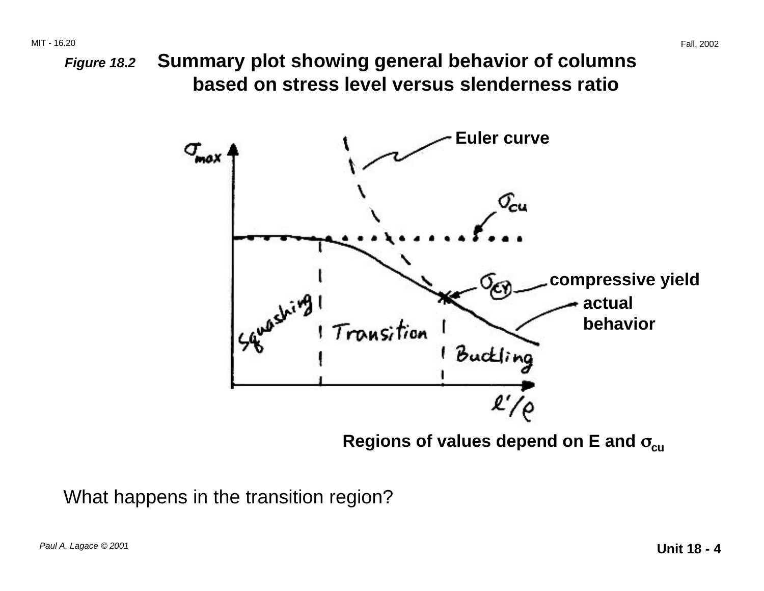*Figure 18.2* **Summary plot showing general behavior of columns based on stress level versus slenderness ratio**

**Euler curve**

$\sigma_{max}$

$\sigma_{cu}$

**compressive yield**

$\sigma_{CY}$

**actual behavior**

Squashing

Transition

Buckling

$l'/\rho$

**Regions of values depend on E and $\sigma_{cu}$**

What happens in the transition region?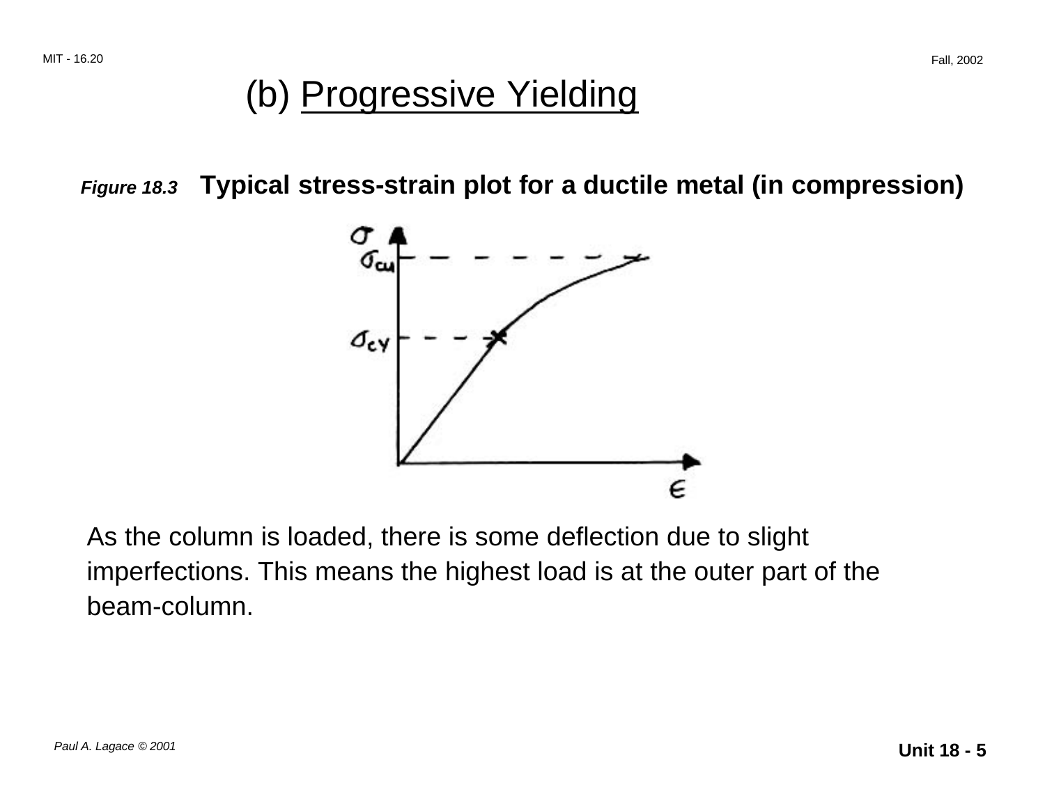# (b) Progressive Yielding

*Figure 18.3* **Typical stress-strain plot for a ductile metal (in compression)**

As the column is loaded, there is some deflection due to slight imperfections. This means the highest load is at the outer part of the beam-column.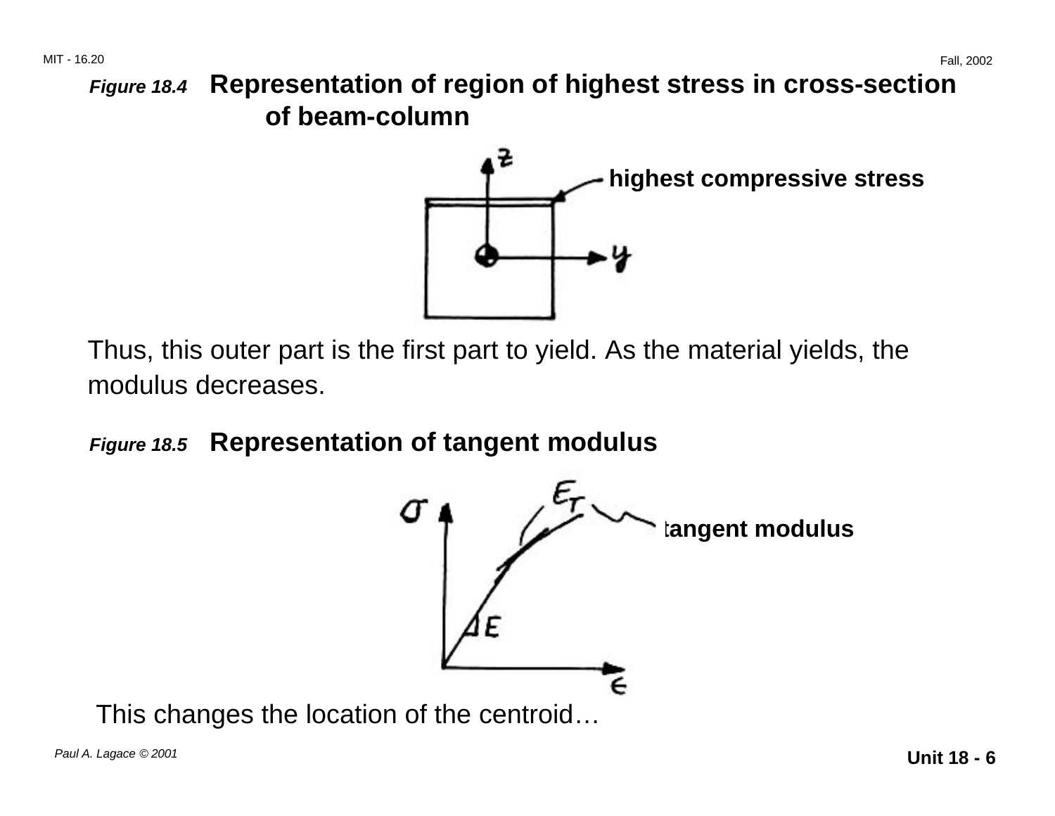**Figure 18.4** **Representation of region of highest stress in cross-section of beam-column**

highest compressive stress

Thus, this outer part is the first part to yield. As the material yields, the modulus decreases.

**Figure 18.5** **Representation of tangent modulus**

tangent modulus

This changes the location of the centroid…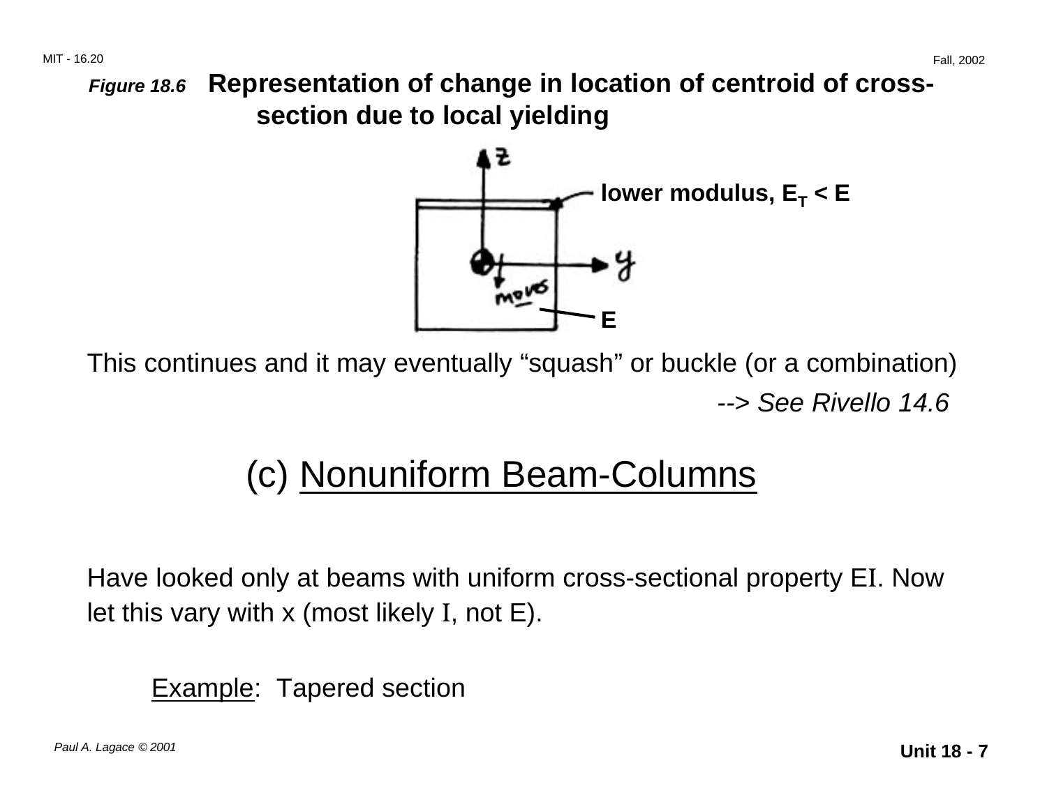**_Figure 18.6_ Representation of change in location of centroid of cross-section due to local yielding**

This continues and it may eventually “squash” or buckle (or a combination)

*--> See Rivello 14.6*

## (c) Nonuniform Beam-Columns

Have looked only at beams with uniform cross-sectional property EI. Now let this vary with x (most likely I, not E).

Example: Tapered section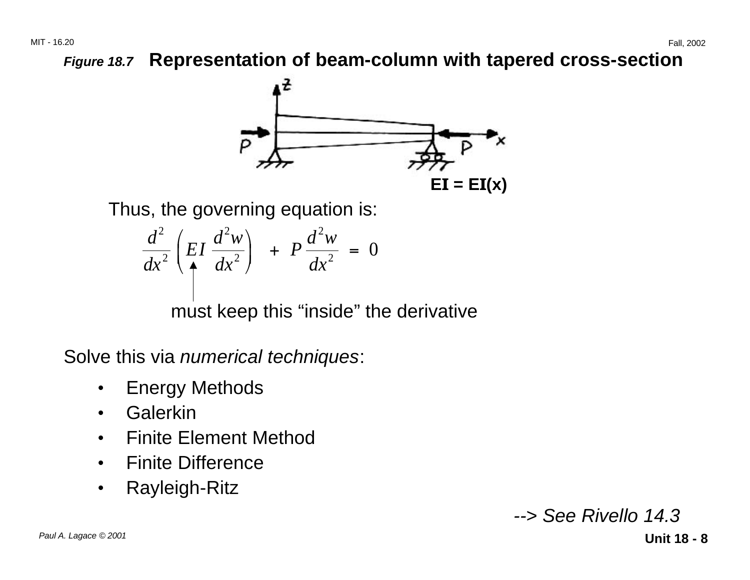***Figure 18.7*** **Representation of beam-column with tapered cross-section**

**EI = EI(x)**

Thus, the governing equation is:

$$\frac{d^2}{dx^2}\left(EI \frac{d^2 w}{dx^2}\right) + P \frac{d^2 w}{dx^2} = 0$$

must keep this "inside" the derivative (refers to $EI$)

Solve this via *numerical techniques*:

- Energy Methods
- Galerkin
- Finite Element Method
- Finite Difference
- Rayleigh-Ritz

--> *See Rivello 14.3*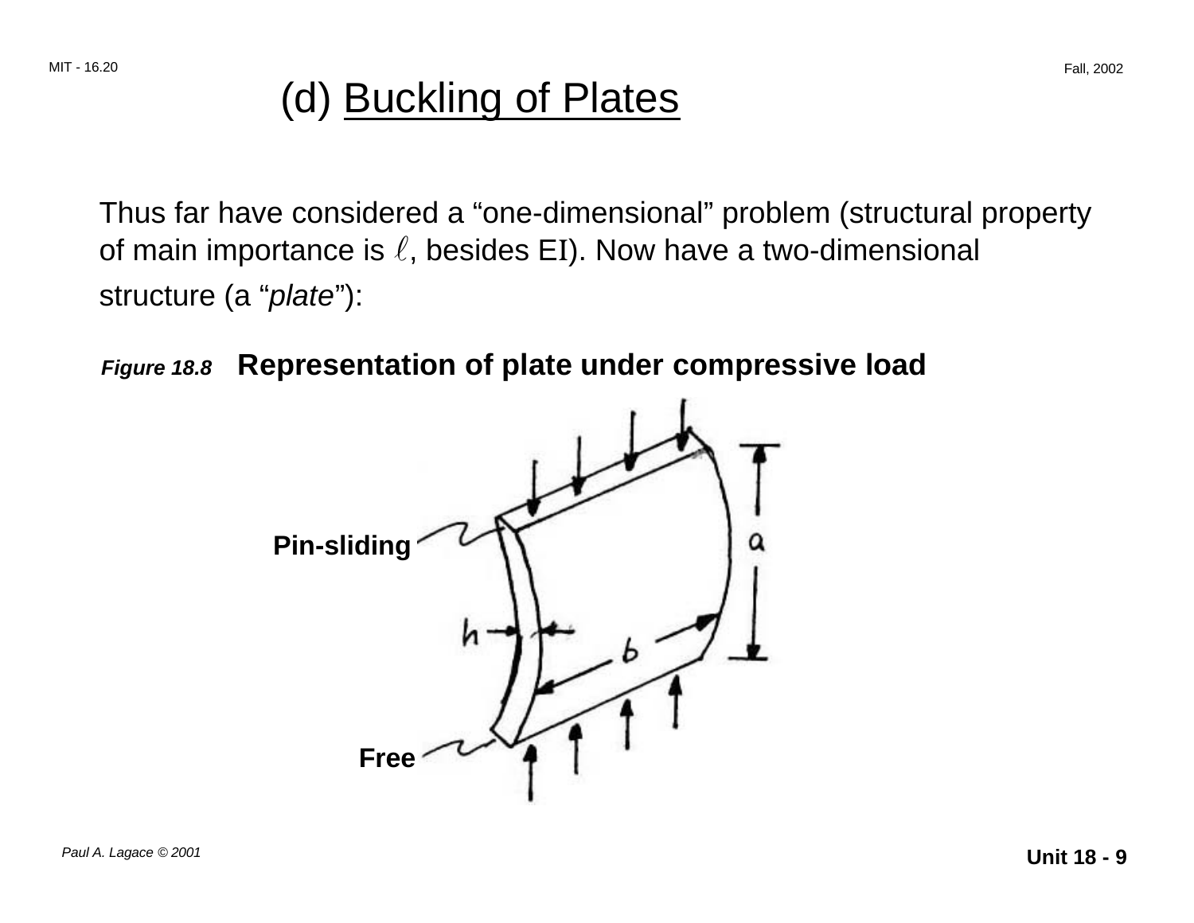# (d) Buckling of Plates

Thus far have considered a "one-dimensional" problem (structural property of main importance is $\ell$, besides EI). Now have a two-dimensional structure (a "*plate*"):

***Figure 18.8*** **Representation of plate under compressive load**

Pin-sliding

Free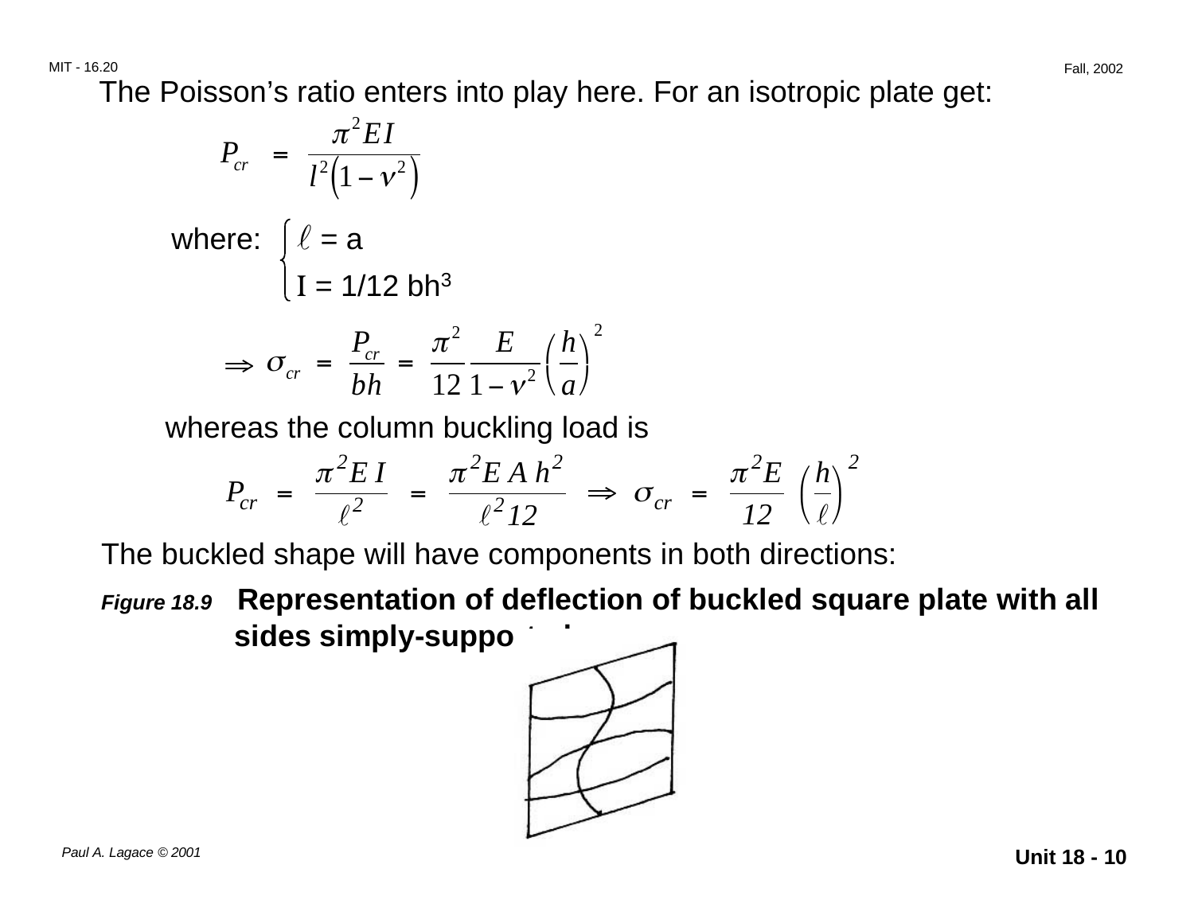The Poisson's ratio enters into play here. For an isotropic plate get:

$$P_{cr} = \frac{\pi^2 EI}{l^2\left(1 - \nu^2\right)}$$

where: $\begin{cases} \ell = a \\ I = 1/12\ bh^3 \end{cases}$

$$\Rightarrow \sigma_{cr} = \frac{P_{cr}}{bh} = \frac{\pi^2}{12}\frac{E}{1 - \nu^2}\left(\frac{h}{a}\right)^2$$

whereas the column buckling load is

$$P_{cr} = \frac{\pi^2 E\, I}{\ell^2} = \frac{\pi^2 E\, A\, h^2}{\ell^2 12} \Rightarrow \sigma_{cr} = \frac{\pi^2 E}{12}\left(\frac{h}{\ell}\right)^2$$

The buckled shape will have components in both directions:

***Figure 18.9*** **Representation of deflection of buckled square plate with all sides simply-supported**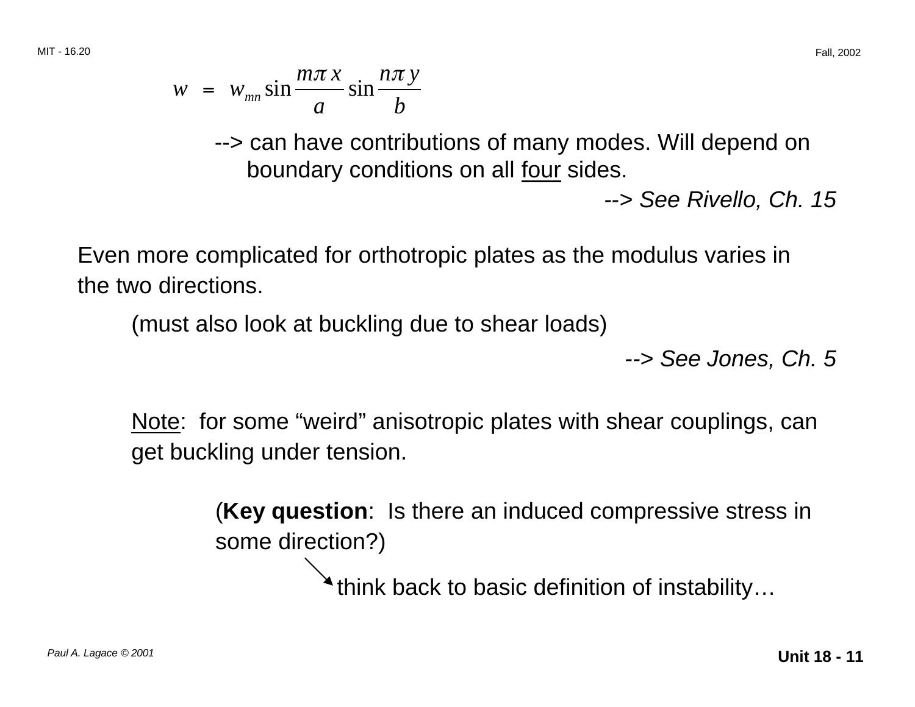$$w = w_{mn} \sin \frac{m\pi x}{a} \sin \frac{n\pi y}{b}$$

--> can have contributions of many modes. Will depend on boundary conditions on all <u>four</u> sides.

*--> See Rivello, Ch. 15*

Even more complicated for orthotropic plates as the modulus varies in the two directions.

(must also look at buckling due to shear loads)

*--> See Jones, Ch. 5*

<u>Note</u>: for some "weird" anisotropic plates with shear couplings, can get buckling under tension.

(**Key question**: Is there an induced compressive stress in some direction?)

↘ think back to basic definition of instability…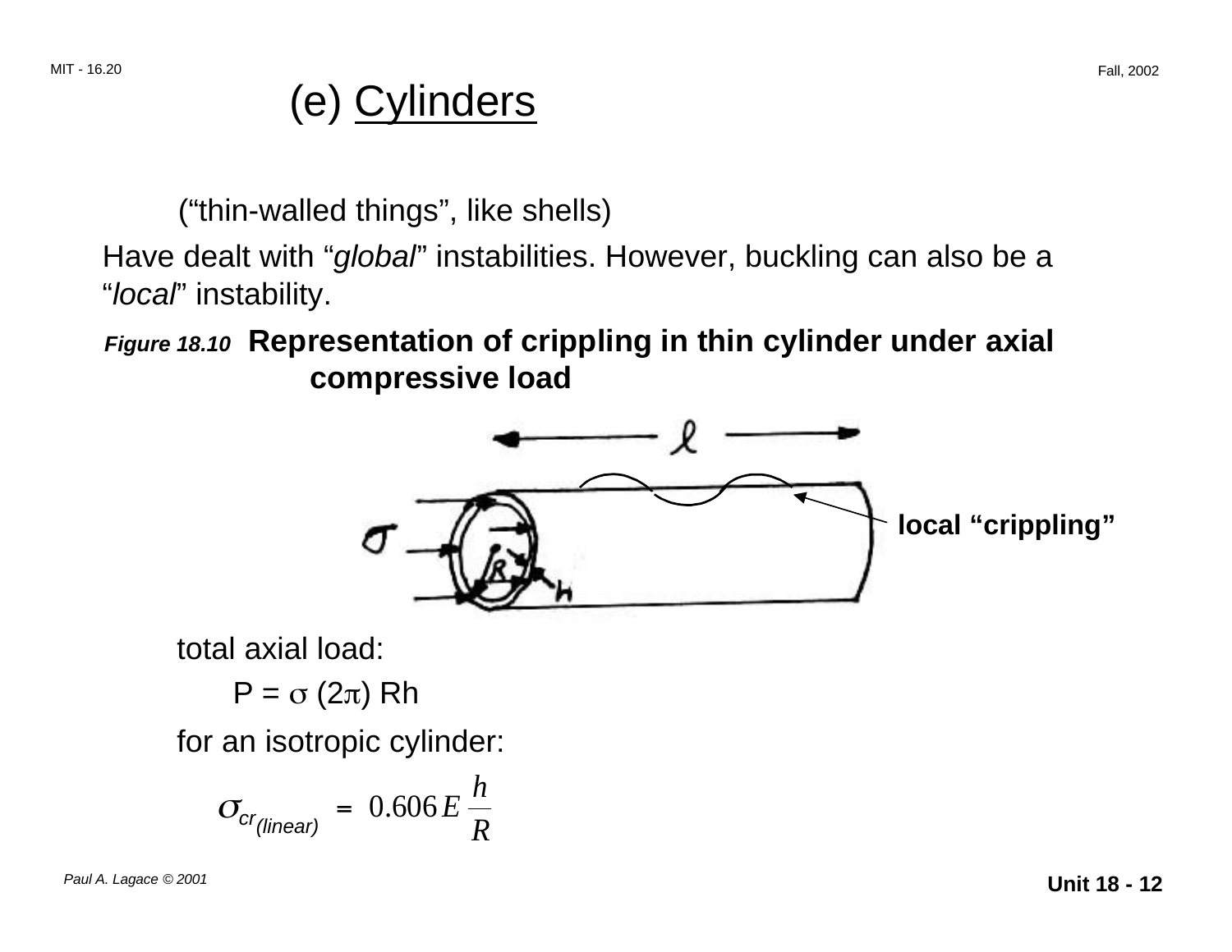# (e) Cylinders

("thin-walled things", like shells)

Have dealt with "*global*" instabilities. However, buckling can also be a "*local*" instability.

***Figure 18.10*** **Representation of crippling in thin cylinder under axial compressive load**

local "crippling"

total axial load:

$$P = \sigma \, (2\pi) \, Rh$$

for an isotropic cylinder:

$$\sigma_{cr_{(linear)}} = 0.606 \, E \, \frac{h}{R}$$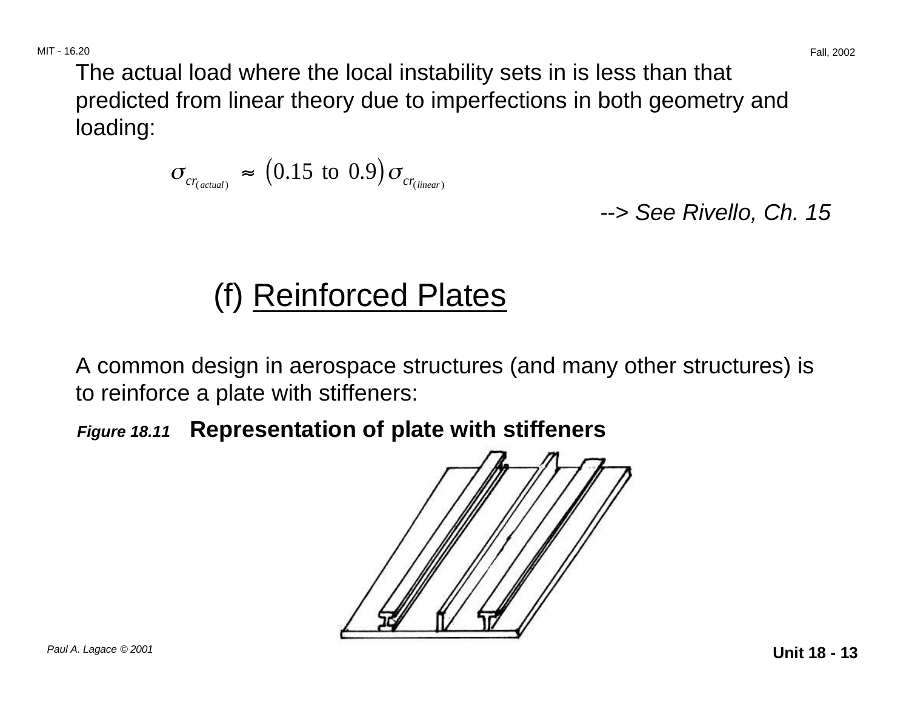The actual load where the local instability sets in is less than that predicted from linear theory due to imperfections in both geometry and loading:

$$\sigma_{cr_{(actual)}} \approx (0.15 \text{ to } 0.9)\,\sigma_{cr_{(linear)}}$$

--> *See Rivello, Ch. 15*

## (f) Reinforced Plates

A common design in aerospace structures (and many other structures) is to reinforce a plate with stiffeners:

***Figure 18.11*** **Representation of plate with stiffeners**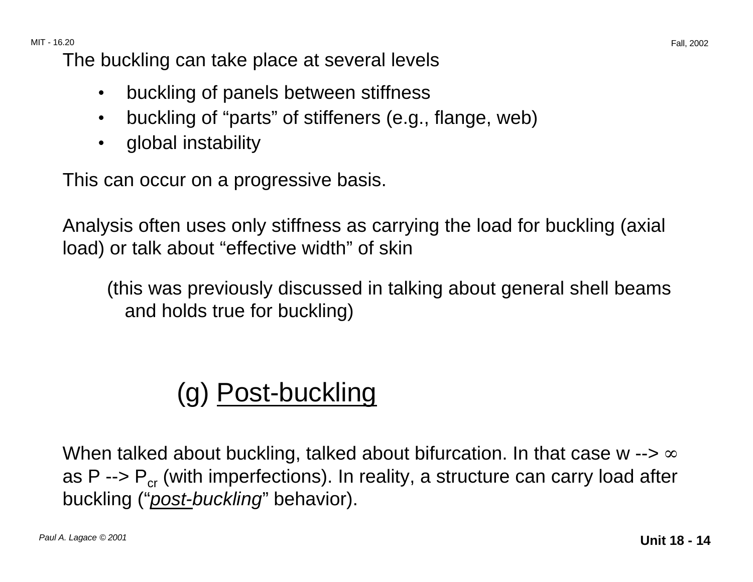The buckling can take place at several levels

- buckling of panels between stiffness
- buckling of "parts" of stiffeners (e.g., flange, web)
- global instability

This can occur on a progressive basis.

Analysis often uses only stiffness as carrying the load for buckling (axial load) or talk about "effective width" of skin

(this was previously discussed in talking about general shell beams and holds true for buckling)

## (g) Post-buckling

When talked about buckling, talked about bifurcation. In that case $w \rightarrow \infty$ as $P \rightarrow P_{cr}$ (with imperfections). In reality, a structure can carry load after buckling ("*post-buckling*" behavior).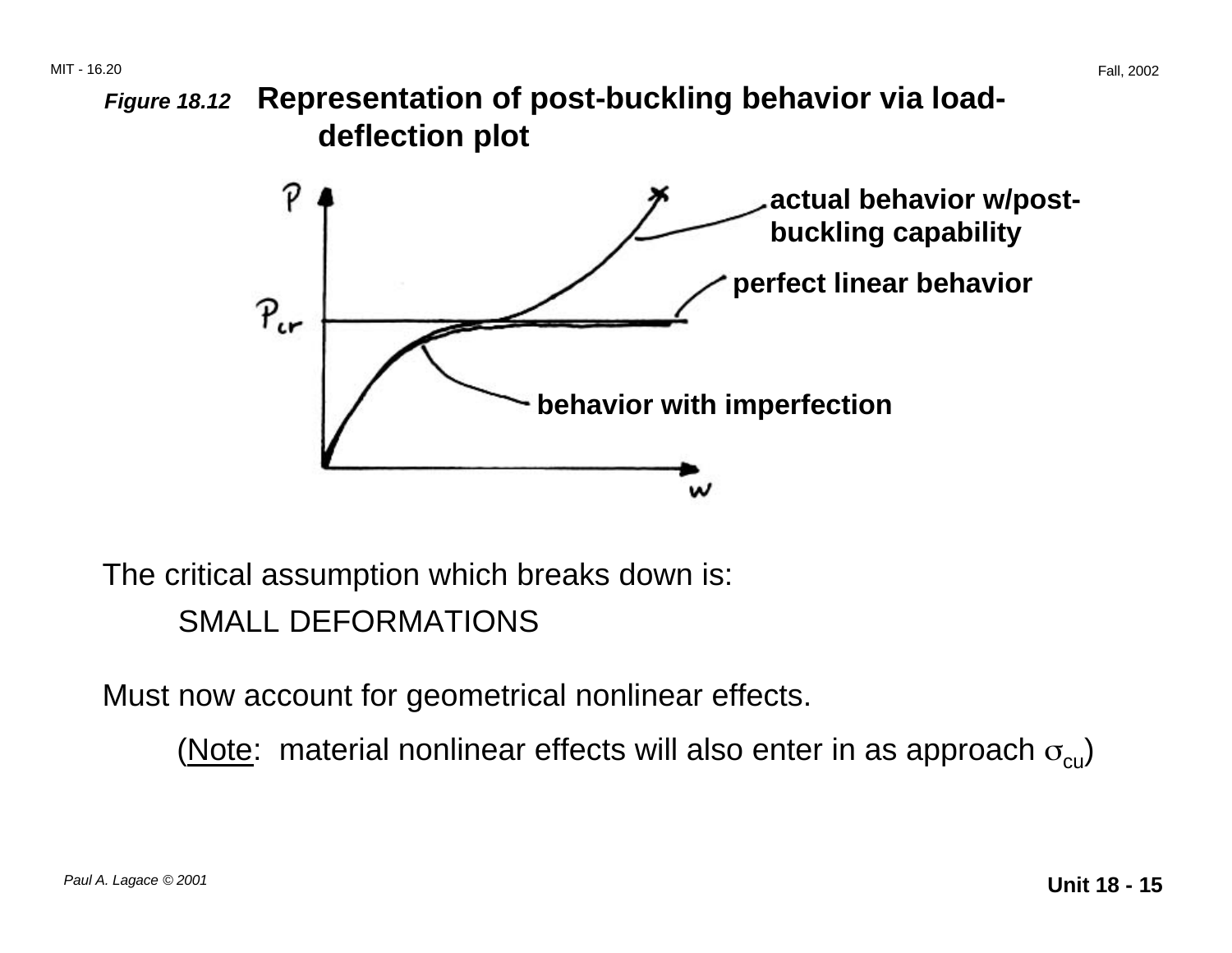***Figure 18.12*** **Representation of post-buckling behavior via load-deflection plot**

The critical assumption which breaks down is:

SMALL DEFORMATIONS

Must now account for geometrical nonlinear effects.

(<u>Note</u>: material nonlinear effects will also enter in as approach $\sigma_{cu}$)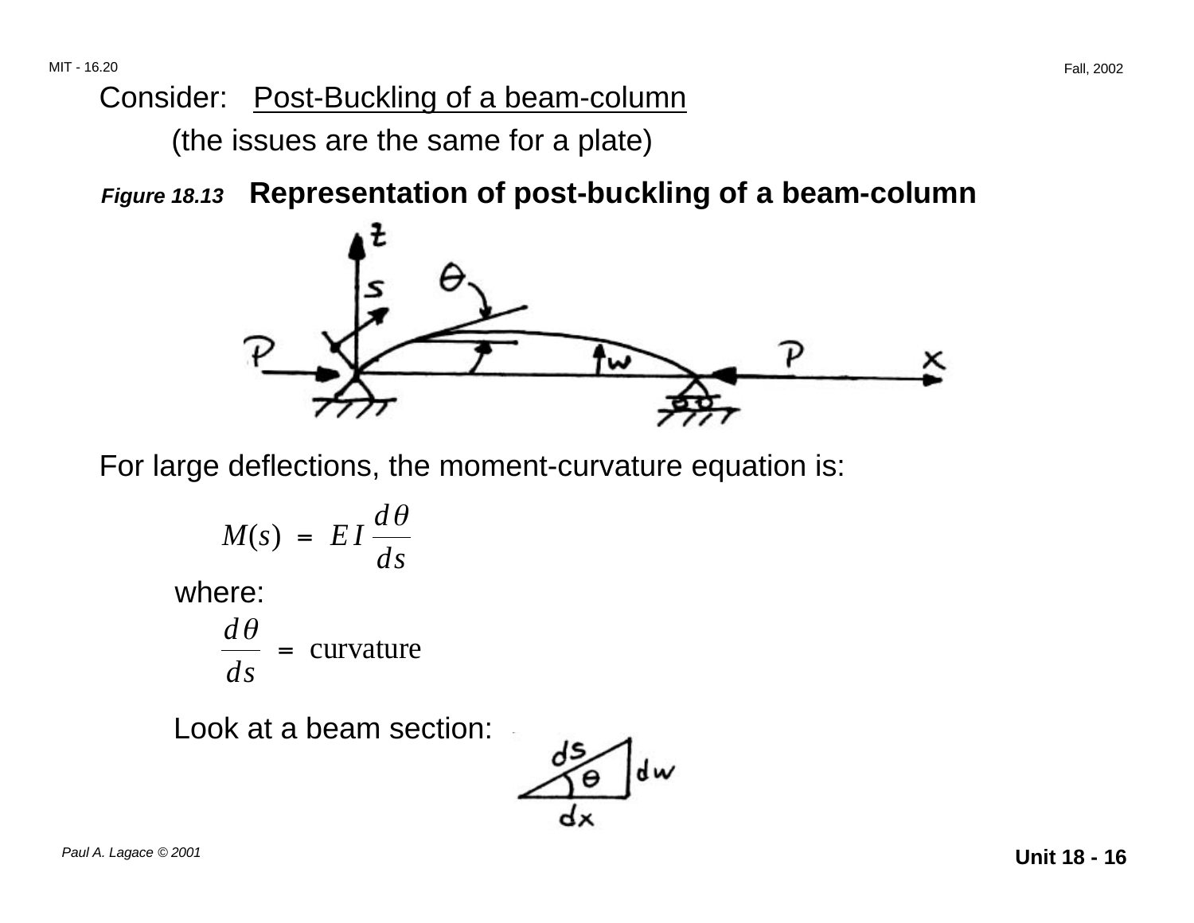Consider: <u>Post-Buckling of a beam-column</u>

(the issues are the same for a plate)

***Figure 18.13*** **Representation of post-buckling of a beam-column**

For large deflections, the moment-curvature equation is:

$$M(s) = EI \frac{d\theta}{ds}$$

where:

$$\frac{d\theta}{ds} = \text{curvature}$$

Look at a beam section: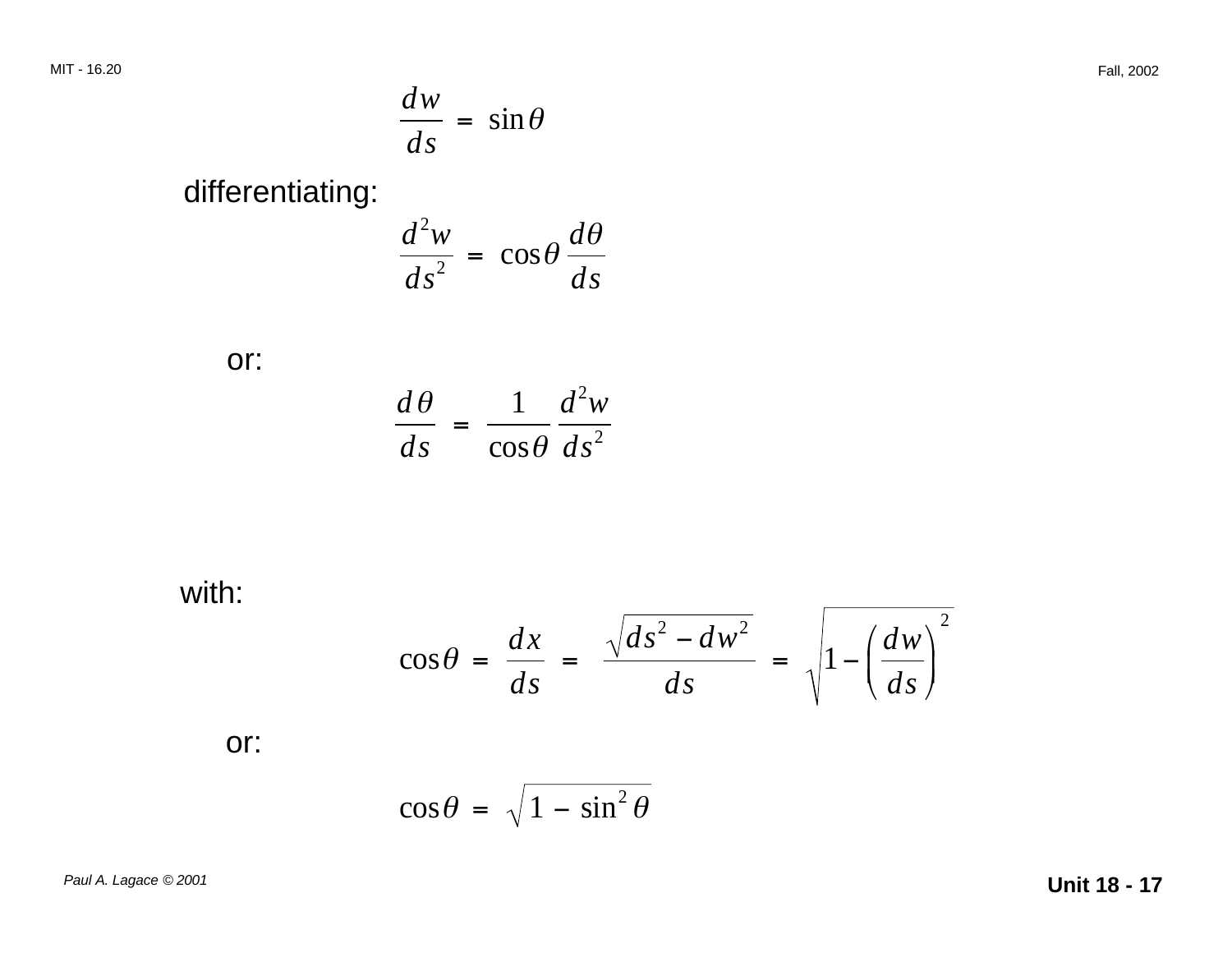$$\frac{dw}{ds} = \sin\theta$$

differentiating:

$$\frac{d^2w}{ds^2} = \cos\theta \frac{d\theta}{ds}$$

or:

$$\frac{d\theta}{ds} = \frac{1}{\cos\theta} \frac{d^2w}{ds^2}$$

with:

$$\cos\theta = \frac{dx}{ds} = \frac{\sqrt{ds^2 - dw^2}}{ds} = \sqrt{1 - \left(\frac{dw}{ds}\right)^2}$$

or:

$$\cos\theta = \sqrt{1 - \sin^2\theta}$$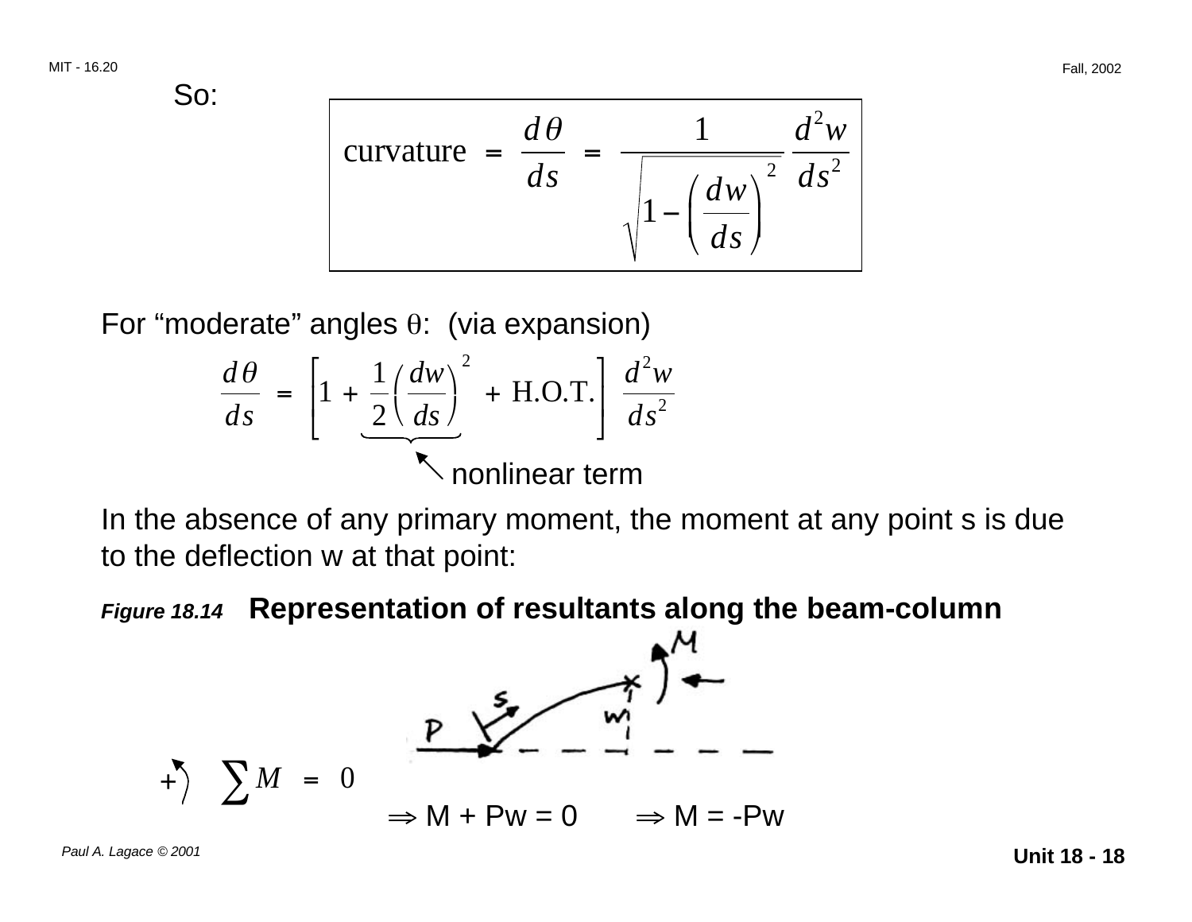So:

$$\text{curvature} = \frac{d\theta}{ds} = \frac{1}{\sqrt{1 - \left(\frac{dw}{ds}\right)^2}} \frac{d^2 w}{ds^2}$$

For "moderate" angles $\theta$: (via expansion)

$$\frac{d\theta}{ds} = \left[1 + \underbrace{\frac{1}{2}\left(\frac{dw}{ds}\right)^2}_{\text{nonlinear term}} + \text{H.O.T.}\right] \frac{d^2 w}{ds^2}$$

In the absence of any primary moment, the moment at any point s is due to the deflection w at that point:

***Figure 18.14*** **Representation of resultants along the beam-column**

$$+\circlearrowleft \quad \sum M = 0$$

$\Rightarrow M + Pw = 0 \quad \Rightarrow M = -Pw$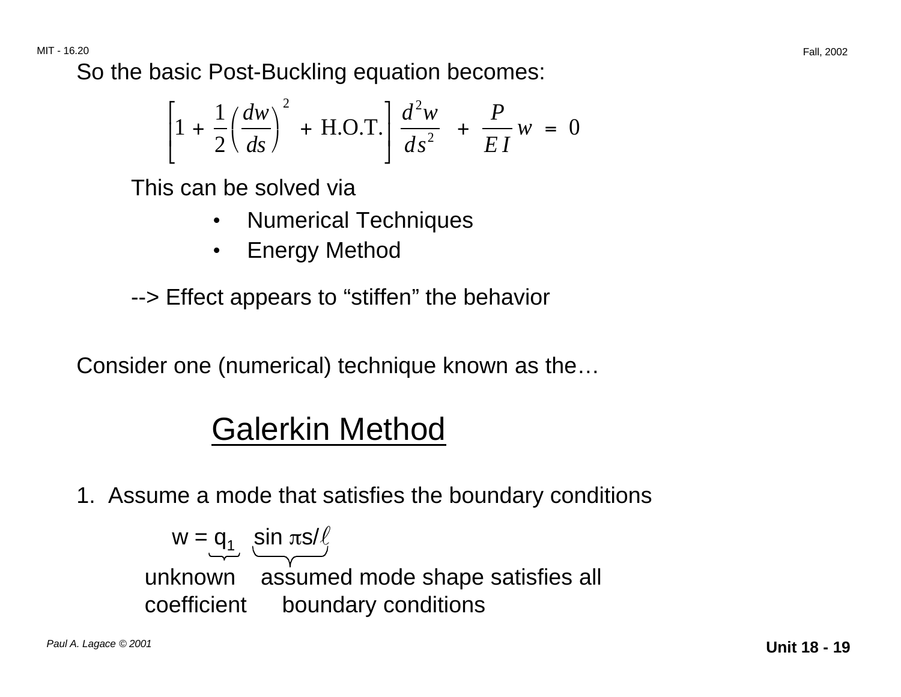So the basic Post-Buckling equation becomes:

$$\left[1 + \frac{1}{2}\left(\frac{dw}{ds}\right)^2 + \text{H.O.T.}\right]\frac{d^2w}{ds^2} + \frac{P}{EI}w = 0$$

This can be solved via

- Numerical Techniques
- Energy Method

--> Effect appears to "stiffen" the behavior

Consider one (numerical) technique known as the…

## Galerkin Method

1. Assume a mode that satisfies the boundary conditions

$$w = \underbrace{q_1}_{\text{unknown coefficient}} \underbrace{\sin \pi s/\ell}_{\text{assumed mode shape satisfies all boundary conditions}}$$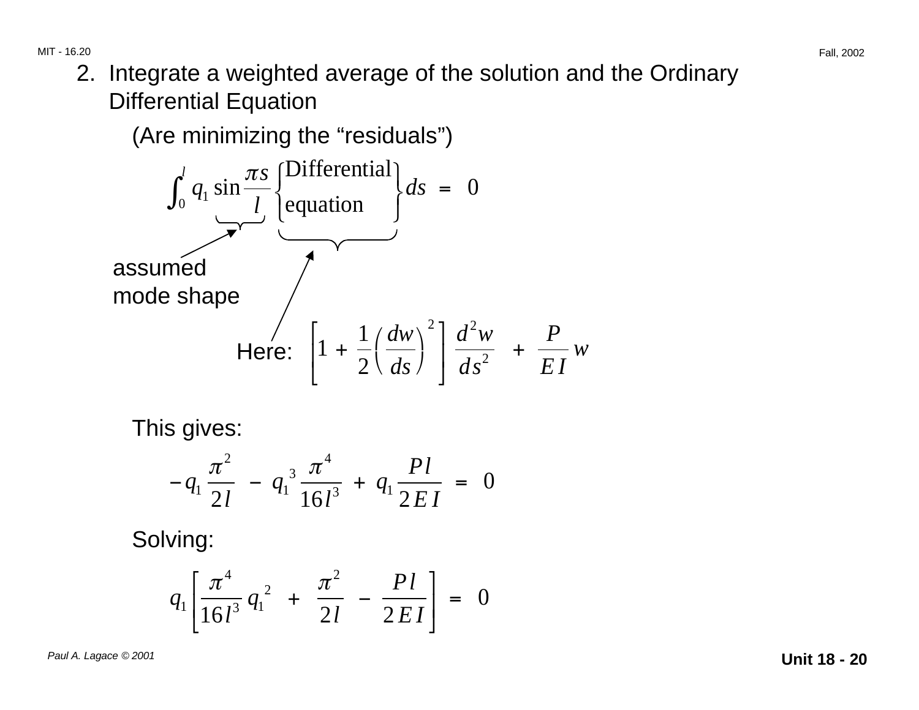2. Integrate a weighted average of the solution and the Ordinary Differential Equation

   (Are minimizing the "residuals")

$$\int_0^l \underbrace{q_1 \sin \frac{\pi s}{l}}_{\text{assumed mode shape}} \underbrace{\begin{Bmatrix} \text{Differential} \\ \text{equation} \end{Bmatrix}}_{} ds = 0$$

Here:

$$\left[ 1 + \frac{1}{2} \left( \frac{dw}{ds} \right)^2 \right] \frac{d^2 w}{ds^2} + \frac{P}{EI} w$$

This gives:

$$-q_1 \frac{\pi^2}{2l} - q_1^{\,3} \frac{\pi^4}{16 l^3} + q_1 \frac{Pl}{2EI} = 0$$

Solving:

$$q_1 \left[ \frac{\pi^4}{16 l^3} q_1^{\,2} + \frac{\pi^2}{2l} - \frac{Pl}{2EI} \right] = 0$$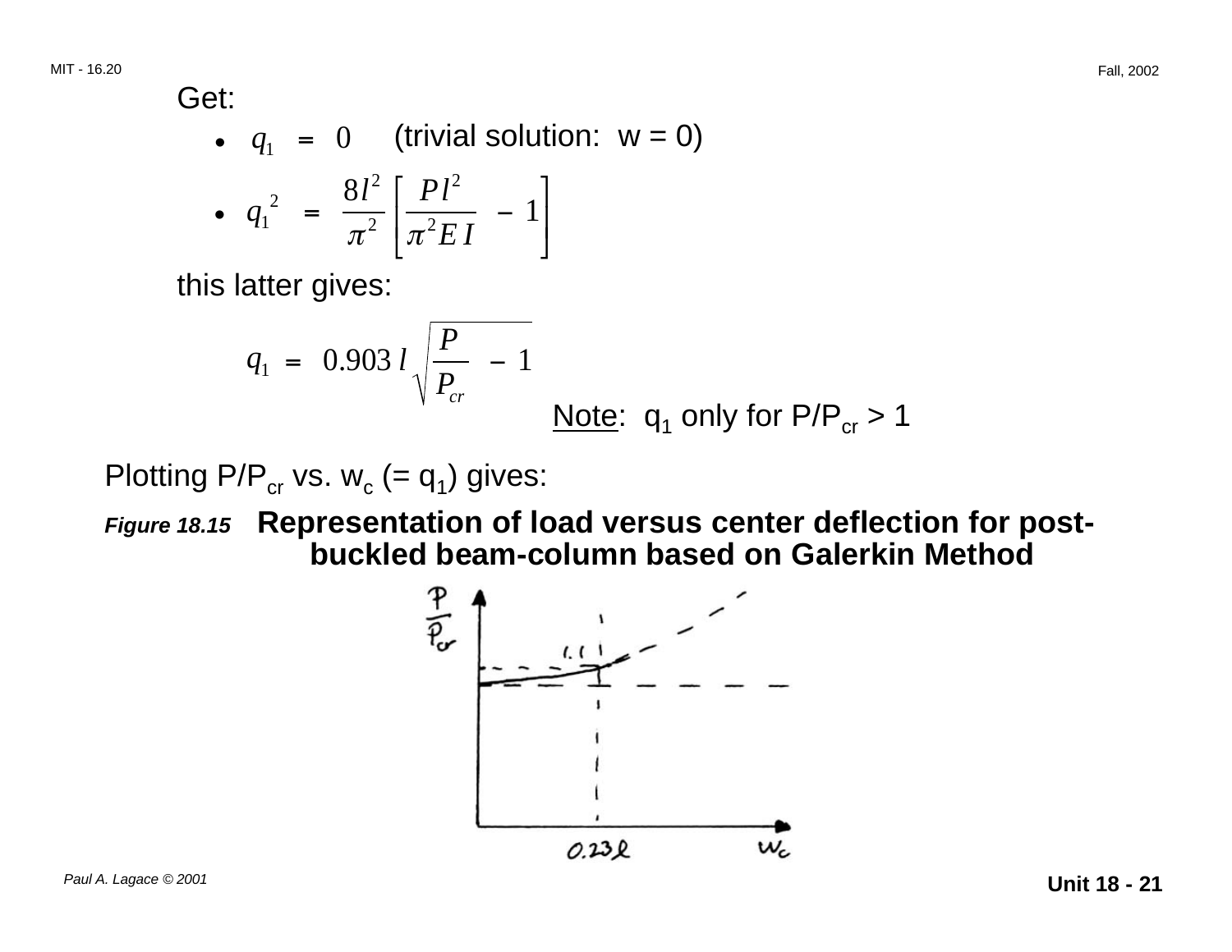Get:

- $q_1 = 0$ (trivial solution: w = 0)
- $q_1^{\,2} = \dfrac{8l^2}{\pi^2}\left[\dfrac{Pl^2}{\pi^2 EI} - 1\right]$

this latter gives:

$$q_1 = 0.903\, l \sqrt{\frac{P}{P_{cr}} - 1}$$

<u>Note</u>: $q_1$ only for $P/P_{cr} > 1$

Plotting $P/P_{cr}$ vs. $w_c$ (= $q_1$) gives:

***Figure 18.15*** **Representation of load versus center deflection for post-buckled beam-column based on Galerkin Method**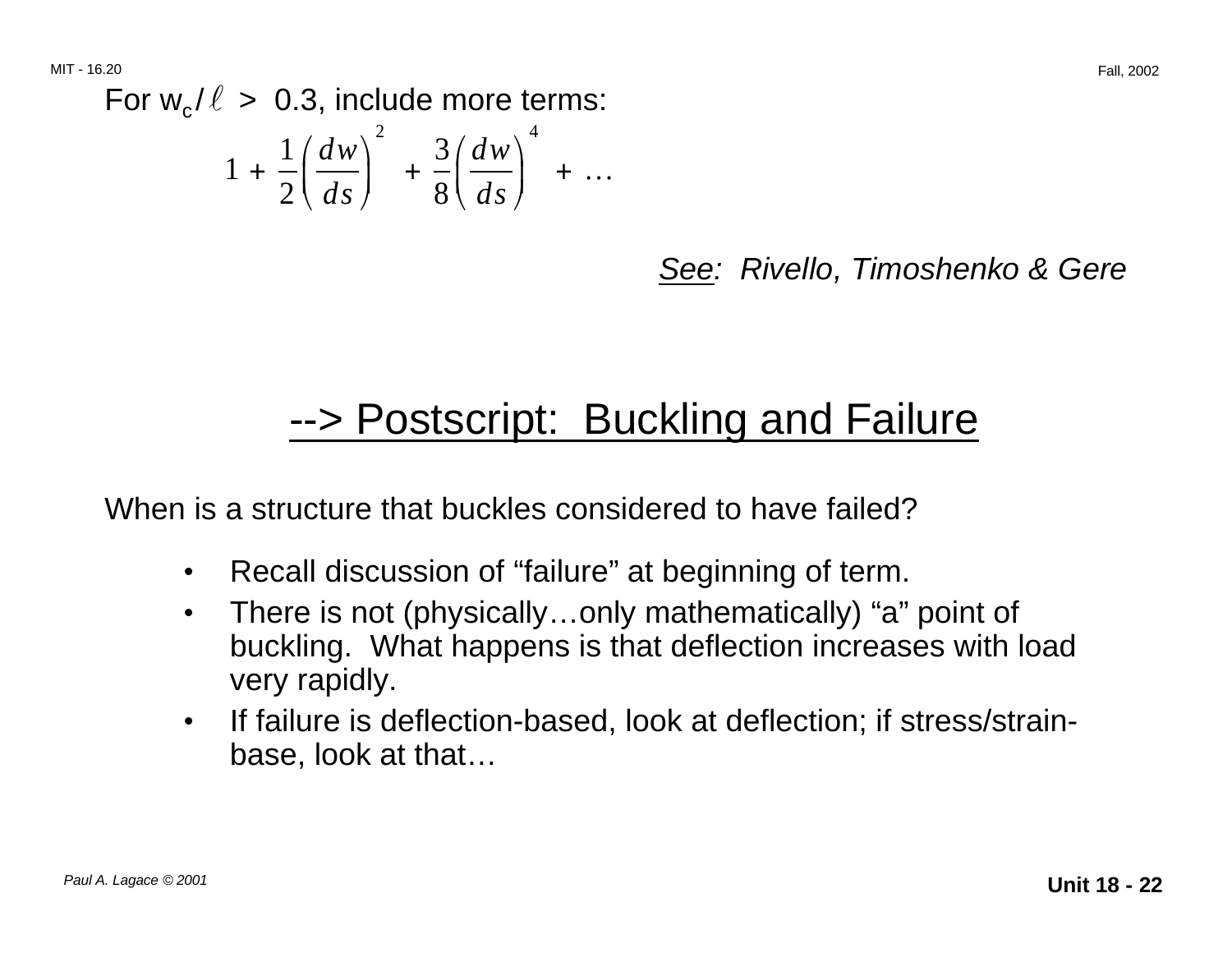For $w_c / \ell > 0.3$, include more terms:

$$1 + \frac{1}{2}\left(\frac{dw}{ds}\right)^2 + \frac{3}{8}\left(\frac{dw}{ds}\right)^4 + \dots$$

*See: Rivello, Timoshenko & Gere*

## --> Postscript: Buckling and Failure

When is a structure that buckles considered to have failed?

- Recall discussion of "failure" at beginning of term.
- There is not (physically…only mathematically) "a" point of buckling. What happens is that deflection increases with load very rapidly.
- If failure is deflection-based, look at deflection; if stress/strain-base, look at that…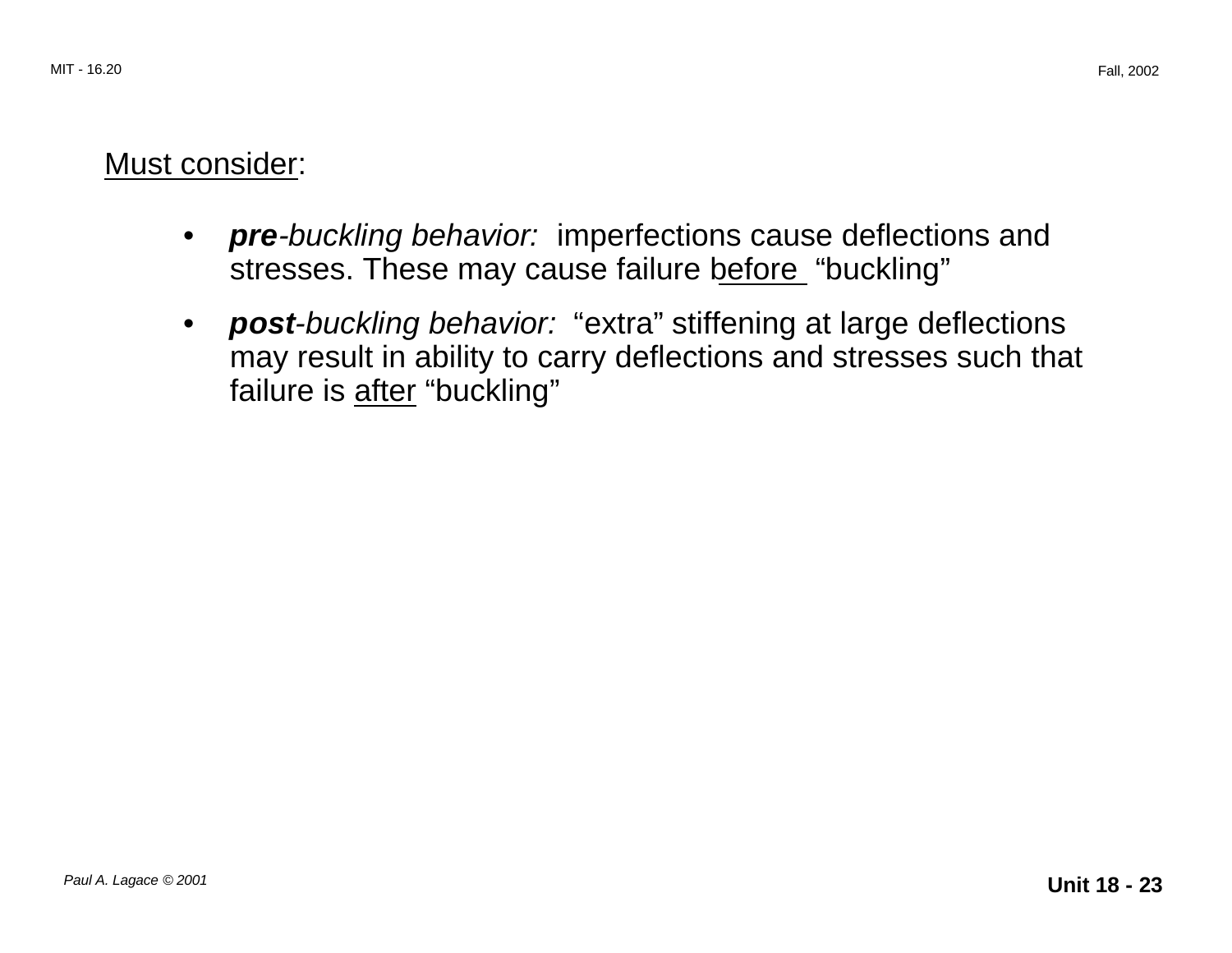Must consider:

- ***pre****-buckling behavior:* imperfections cause deflections and stresses. These may cause failure before "buckling"
- ***post****-buckling behavior:* "extra" stiffening at large deflections may result in ability to carry deflections and stresses such that failure is after "buckling"